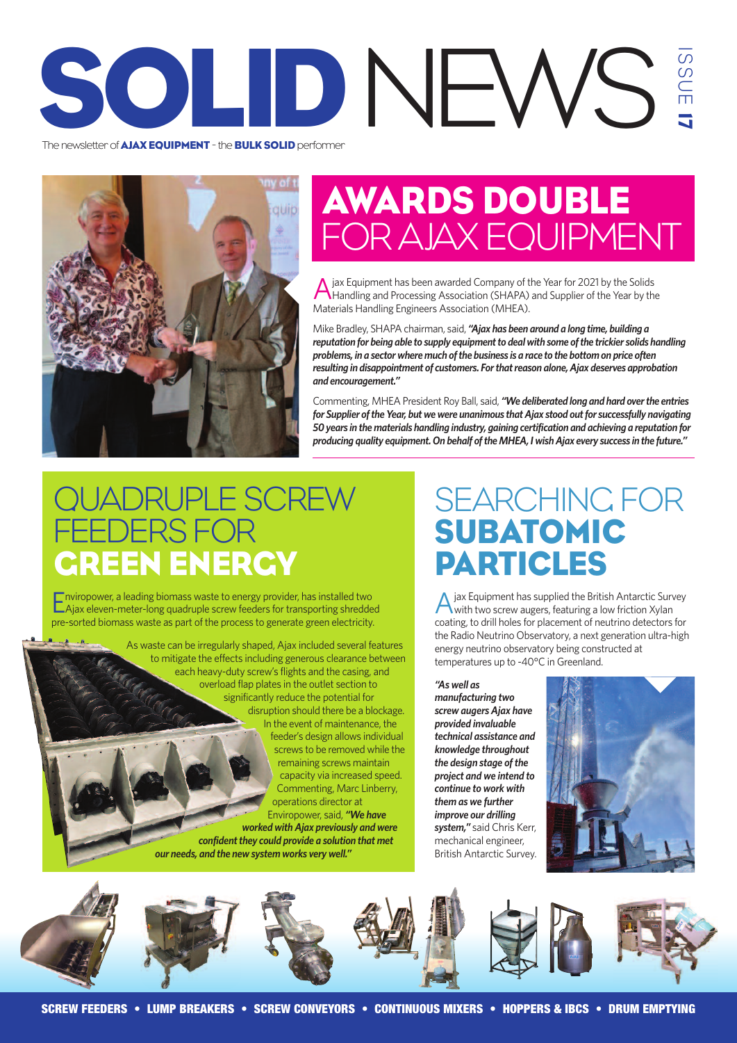# SOLID NEWS

ISSUE 17

The newsletter of **AJAX EQUIPMENT** - the **BULK SOLID** performer

## AWARDS DOUBLE FOR AJAX EQUIPMENT

Ajax Equipment has been awarded Company of the Year for 2021 by the Solids Handling and Processing Association (SHAPA) and Supplier of the Year by the Materials Handling Engineers Association (MHEA).

Mike Bradley, SHAPA chairman, said, ***"Ajax has been around a long time, building a reputation for being able to supply equipment to deal with some of the trickier solids handling problems, in a sector where much of the business is a race to the bottom on price often resulting in disappointment of customers. For that reason alone, Ajax deserves approbation and encouragement."***

Commenting, MHEA President Roy Ball, said, ***"We deliberated long and hard over the entries for Supplier of the Year, but we were unanimous that Ajax stood out for successfully navigating 50 years in the materials handling industry, gaining certification and achieving a reputation for producing quality equipment. On behalf of the MHEA, I wish Ajax every success in the future."***

## QUADRUPLE SCREW FEEDERS FOR GREEN ENERGY

Enviropower, a leading biomass waste to energy provider, has installed two Ajax eleven-meter-long quadruple screw feeders for transporting shredded pre-sorted biomass waste as part of the process to generate green electricity.

As waste can be irregularly shaped, Ajax included several features to mitigate the effects including generous clearance between each heavy-duty screw's flights and the casing, and overload flap plates in the outlet section to significantly reduce the potential for disruption should there be a blockage. In the event of maintenance, the feeder's design allows individual screws to be removed while the remaining screws maintain capacity via increased speed. Commenting, Marc Linberry, operations director at Enviropower, said, ***"We have worked with Ajax previously and were confident they could provide a solution that met our needs, and the new system works very well."***

## SEARCHING FOR SUBATOMIC PARTICLES

Ajax Equipment has supplied the British Antarctic Survey with two screw augers, featuring a low friction Xylan coating, to drill holes for placement of neutrino detectors for the Radio Neutrino Observatory, a next generation ultra-high energy neutrino observatory being constructed at temperatures up to -40°C in Greenland.

***"As well as manufacturing two screw augers Ajax have provided invaluable technical assistance and knowledge throughout the design stage of the project and we intend to continue to work with them as we further improve our drilling system,"*** said Chris Kerr, mechanical engineer, British Antarctic Survey.

SCREW FEEDERS • LUMP BREAKERS • SCREW CONVEYORS • CONTINUOUS MIXERS • HOPPERS & IBCS • DRUM EMPTYING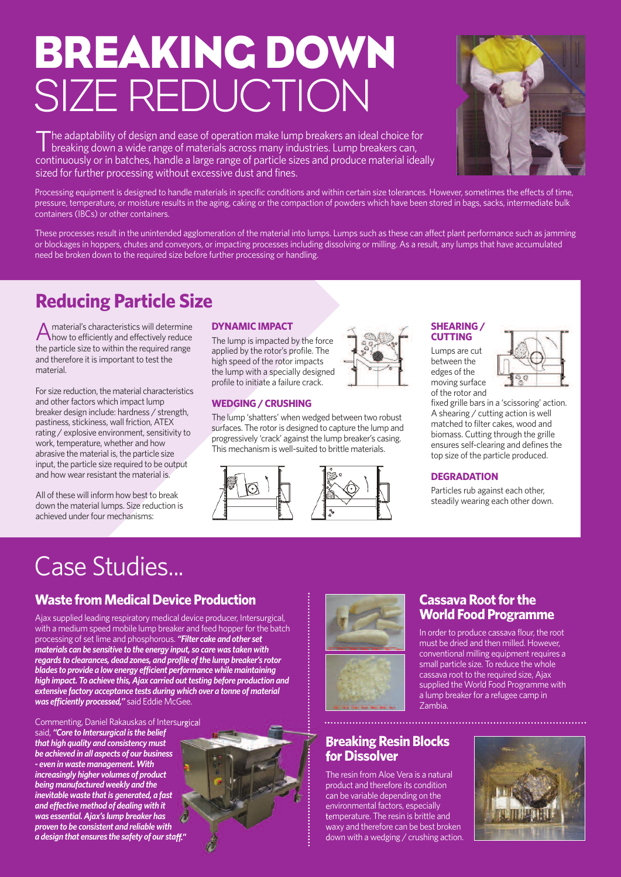# BREAKING DOWN SIZE REDUCTION

The adaptability of design and ease of operation make lump breakers an ideal choice for breaking down a wide range of materials across many industries. Lump breakers can, continuously or in batches, handle a large range of particle sizes and produce material ideally sized for further processing without excessive dust and fines.

Processing equipment is designed to handle materials in specific conditions and within certain size tolerances. However, sometimes the effects of time, pressure, temperature, or moisture results in the aging, caking or the compaction of powders which have been stored in bags, sacks, intermediate bulk containers (IBCs) or other containers.

These processes result in the unintended agglomeration of the material into lumps. Lumps such as these can affect plant performance such as jamming or blockages in hoppers, chutes and conveyors, or impacting processes including dissolving or milling. As a result, any lumps that have accumulated need be broken down to the required size before further processing or handling.

## Reducing Particle Size

A material's characteristics will determine how to efficiently and effectively reduce the particle size to within the required range and therefore it is important to test the material.

For size reduction, the material characteristics and other factors which impact lump breaker design include: hardness / strength, pastiness, stickiness, wall friction, ATEX rating / explosive environment, sensitivity to work, temperature, whether and how abrasive the material is, the particle size input, the particle size required to be output and how wear resistant the material is.

All of these will inform how best to break down the material lumps. Size reduction is achieved under four mechanisms:

### DYNAMIC IMPACT

The lump is impacted by the force applied by the rotor's profile. The high speed of the rotor impacts the lump with a specially designed profile to initiate a failure crack.

### WEDGING / CRUSHING

The lump 'shatters' when wedged between two robust surfaces. The rotor is designed to capture the lump and progressively 'crack' against the lump breaker's casing. This mechanism is well-suited to brittle materials.

### SHEARING / CUTTING

Lumps are cut between the edges of the moving surface of the rotor and fixed grille bars in a 'scissoring' action. A shearing / cutting action is well matched to filter cakes, wood and biomass. Cutting through the grille ensures self-clearing and defines the top size of the particle produced.

### DEGRADATION

Particles rub against each other, steadily wearing each other down.

# Case Studies...

## Waste from Medical Device Production

Ajax supplied leading respiratory medical device producer, Intersurgical, with a medium speed mobile lump breaker and feed hopper for the batch processing of set lime and phosphorous. ***"Filter cake and other set materials can be sensitive to the energy input, so care was taken with regards to clearances, dead zones, and profile of the lump breaker's rotor blades to provide a low energy efficient performance while maintaining high impact. To achieve this, Ajax carried out testing before production and extensive factory acceptance tests during which over a tonne of material was efficiently processed,"*** said Eddie McGee.

Commenting, Daniel Rakauskas of Intersurgical said, ***"Core to Intersurgical is the belief that high quality and consistency must be achieved in all aspects of our business - even in waste management. With increasingly higher volumes of product being manufactured weekly and the inevitable waste that is generated, a fast and effective method of dealing with it was essential. Ajax's lump breaker has proven to be consistent and reliable with a design that ensures the safety of our staff."***

## Cassava Root for the World Food Programme

In order to produce cassava flour, the root must be dried and then milled. However, conventional milling equipment requires a small particle size. To reduce the whole cassava root to the required size, Ajax supplied the World Food Programme with a lump breaker for a refugee camp in Zambia.

## Breaking Resin Blocks for Dissolver

The resin from Aloe Vera is a natural product and therefore its condition can be variable depending on the environmental factors, especially temperature. The resin is brittle and waxy and therefore can be best broken down with a wedging / crushing action.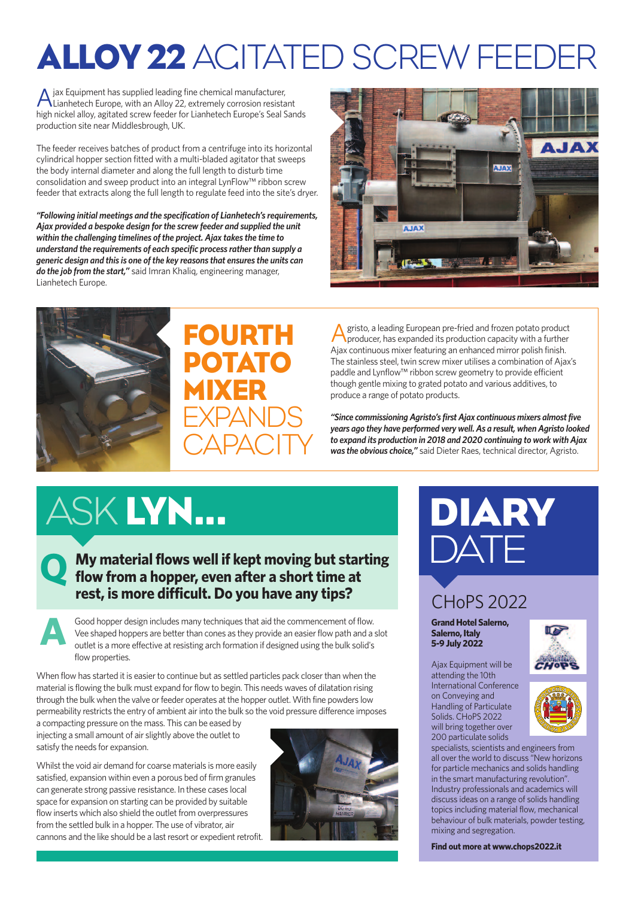# ALLOY 22 AGITATED SCREW FEEDER

Ajax Equipment has supplied leading fine chemical manufacturer, Lianhetech Europe, with an Alloy 22, extremely corrosion resistant high nickel alloy, agitated screw feeder for Lianhetech Europe's Seal Sands production site near Middlesbrough, UK.

The feeder receives batches of product from a centrifuge into its horizontal cylindrical hopper section fitted with a multi-bladed agitator that sweeps the body internal diameter and along the full length to disturb time consolidation and sweep product into an integral LynFlow™ ribbon screw feeder that extracts along the full length to regulate feed into the site's dryer.

***"Following initial meetings and the specification of Lianhetech's requirements, Ajax provided a bespoke design for the screw feeder and supplied the unit within the challenging timelines of the project. Ajax takes the time to understand the requirements of each specific process rather than supply a generic design and this is one of the key reasons that ensures the units can do the job from the start,"*** said Imran Khaliq, engineering manager, Lianhetech Europe.

# FOURTH POTATO MIXER EXPANDS CAPACITY

Agristo, a leading European pre-fried and frozen potato product producer, has expanded its production capacity with a further Ajax continuous mixer featuring an enhanced mirror polish finish. The stainless steel, twin screw mixer utilises a combination of Ajax's paddle and Lynflow™ ribbon screw geometry to provide efficient though gentle mixing to grated potato and various additives, to produce a range of potato products.

***"Since commissioning Agristo's first Ajax continuous mixers almost five years ago they have performed very well. As a result, when Agristo looked to expand its production in 2018 and 2020 continuing to work with Ajax was the obvious choice,"*** said Dieter Raes, technical director, Agristo.

# ASK LYN...

**Q My material flows well if kept moving but starting flow from a hopper, even after a short time at rest, is more difficult. Do you have any tips?**

**A** Good hopper design includes many techniques that aid the commencement of flow. Vee shaped hoppers are better than cones as they provide an easier flow path and a slot outlet is a more effective at resisting arch formation if designed using the bulk solid's flow properties.

When flow has started it is easier to continue but as settled particles pack closer than when the material is flowing the bulk must expand for flow to begin. This needs waves of dilatation rising through the bulk when the valve or feeder operates at the hopper outlet. With fine powders low permeability restricts the entry of ambient air into the bulk so the void pressure difference imposes a compacting pressure on the mass. This can be eased by injecting a small amount of air slightly above the outlet to satisfy the needs for expansion.

Whilst the void air demand for coarse materials is more easily satisfied, expansion within even a porous bed of firm granules can generate strong passive resistance. In these cases local space for expansion on starting can be provided by suitable flow inserts which also shield the outlet from overpressures from the settled bulk in a hopper. The use of vibrator, air cannons and the like should be a last resort or expedient retrofit.

# DIARY DATE

## CHoPS 2022

**Grand Hotel Salerno, Salerno, Italy 5-9 July 2022**

Ajax Equipment will be attending the 10th International Conference on Conveying and Handling of Particulate Solids. CHoPS 2022 will bring together over 200 particulate solids specialists, scientists and engineers from all over the world to discuss "New horizons for particle mechanics and solids handling in the smart manufacturing revolution". Industry professionals and academics will discuss ideas on a range of solids handling topics including material flow, mechanical behaviour of bulk materials, powder testing, mixing and segregation.

**Find out more at www.chops2022.it**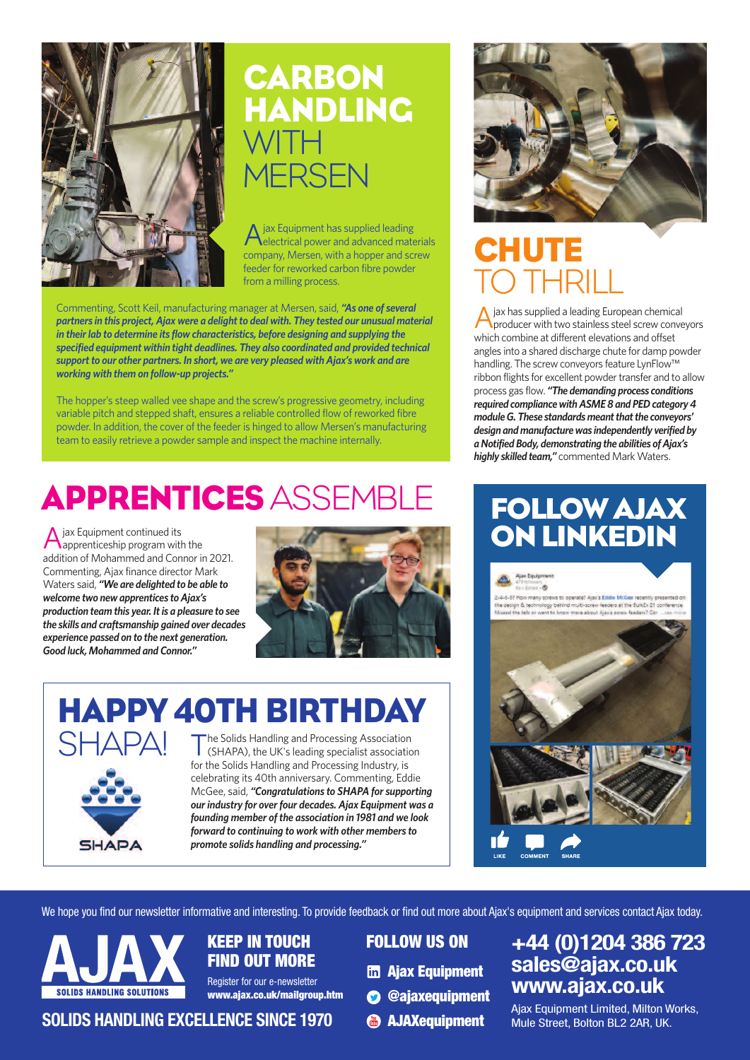## CARBON HANDLING WITH MERSEN

Ajax Equipment has supplied leading electrical power and advanced materials company, Mersen, with a hopper and screw feeder for reworked carbon fibre powder from a milling process.

Commenting, Scott Keil, manufacturing manager at Mersen, said, ***"As one of several partners in this project, Ajax were a delight to deal with. They tested our unusual material in their lab to determine its flow characteristics, before designing and supplying the specified equipment within tight deadlines. They also coordinated and provided technical support to our other partners. In short, we are very pleased with Ajax's work and are working with them on follow-up projects."***

The hopper's steep walled vee shape and the screw's progressive geometry, including variable pitch and stepped shaft, ensures a reliable controlled flow of reworked fibre powder. In addition, the cover of the feeder is hinged to allow Mersen's manufacturing team to easily retrieve a powder sample and inspect the machine internally.

## CHUTE TO THRILL

Ajax has supplied a leading European chemical producer with two stainless steel screw conveyors which combine at different elevations and offset angles into a shared discharge chute for damp powder handling. The screw conveyors feature LynFlow™ ribbon flights for excellent powder transfer and to allow process gas flow. ***"The demanding process conditions required compliance with ASME 8 and PED category 4 module G. These standards meant that the conveyors' design and manufacture was independently verified by a Notified Body, demonstrating the abilities of Ajax's highly skilled team,"*** commented Mark Waters.

## APPRENTICES ASSEMBLE

Ajax Equipment continued its apprenticeship program with the addition of Mohammed and Connor in 2021. Commenting, Ajax finance director Mark Waters said, ***"We are delighted to be able to welcome two new apprentices to Ajax's production team this year. It is a pleasure to see the skills and craftsmanship gained over decades experience passed on to the next generation. Good luck, Mohammed and Connor."***

## FOLLOW AJAX ON LINKEDIN

Ajax Equipment

2-4-6-8? How many screws to operate? Ajax's Eddie McGee recently presented on the design & technology behind multi-screw feeders at the BulkEx 21 conference. Missed the talk or want to know more about Ajax's screw feeders? Cor ...see more

LIKE COMMENT SHARE

## HAPPY 40TH BIRTHDAY SHAPA!

SHAPA

The Solids Handling and Processing Association (SHAPA), the UK's leading specialist association for the Solids Handling and Processing Industry, is celebrating its 40th anniversary. Commenting, Eddie McGee, said, ***"Congratulations to SHAPA for supporting our industry for over four decades. Ajax Equipment was a founding member of the association in 1981 and we look forward to continuing to work with other members to promote solids handling and processing."***

We hope you find our newsletter informative and interesting. To provide feedback or find out more about Ajax's equipment and services contact Ajax today.

AJAX SOLIDS HANDLING SOLUTIONS

SOLIDS HANDLING EXCELLENCE SINCE 1970

**KEEP IN TOUCH FIND OUT MORE**

Register for our e-newsletter
**www.ajax.co.uk/mailgroup.htm**

**FOLLOW US ON**

- Ajax Equipment
- @ajaxequipment
- AJAXequipment

**+44 (0)1204 386 723**
**sales@ajax.co.uk**
**www.ajax.co.uk**

Ajax Equipment Limited, Milton Works, Mule Street, Bolton BL2 2AR, UK.